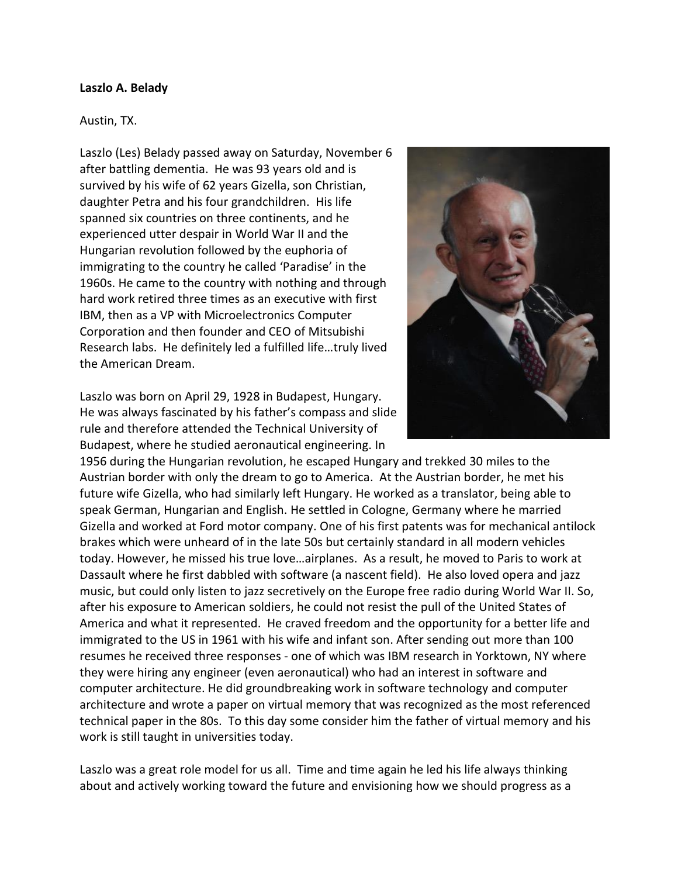**Laszlo A. Belady**

Austin, TX.

Laszlo (Les) Belady passed away on Saturday, November 6 after battling dementia. He was 93 years old and is survived by his wife of 62 years Gizella, son Christian, daughter Petra and his four grandchildren. His life spanned six countries on three continents, and he experienced utter despair in World War II and the Hungarian revolution followed by the euphoria of immigrating to the country he called 'Paradise' in the 1960s. He came to the country with nothing and through hard work retired three times as an executive with first IBM, then as a VP with Microelectronics Computer Corporation and then founder and CEO of Mitsubishi Research labs. He definitely led a fulfilled life…truly lived the American Dream.

Laszlo was born on April 29, 1928 in Budapest, Hungary. He was always fascinated by his father's compass and slide rule and therefore attended the Technical University of Budapest, where he studied aeronautical engineering. In 1956 during the Hungarian revolution, he escaped Hungary and trekked 30 miles to the Austrian border with only the dream to go to America. At the Austrian border, he met his future wife Gizella, who had similarly left Hungary. He worked as a translator, being able to speak German, Hungarian and English. He settled in Cologne, Germany where he married Gizella and worked at Ford motor company. One of his first patents was for mechanical antilock brakes which were unheard of in the late 50s but certainly standard in all modern vehicles today. However, he missed his true love…airplanes. As a result, he moved to Paris to work at Dassault where he first dabbled with software (a nascent field). He also loved opera and jazz music, but could only listen to jazz secretively on the Europe free radio during World War II. So, after his exposure to American soldiers, he could not resist the pull of the United States of America and what it represented. He craved freedom and the opportunity for a better life and immigrated to the US in 1961 with his wife and infant son. After sending out more than 100 resumes he received three responses - one of which was IBM research in Yorktown, NY where they were hiring any engineer (even aeronautical) who had an interest in software and computer architecture. He did groundbreaking work in software technology and computer architecture and wrote a paper on virtual memory that was recognized as the most referenced technical paper in the 80s. To this day some consider him the father of virtual memory and his work is still taught in universities today.

Laszlo was a great role model for us all. Time and time again he led his life always thinking about and actively working toward the future and envisioning how we should progress as a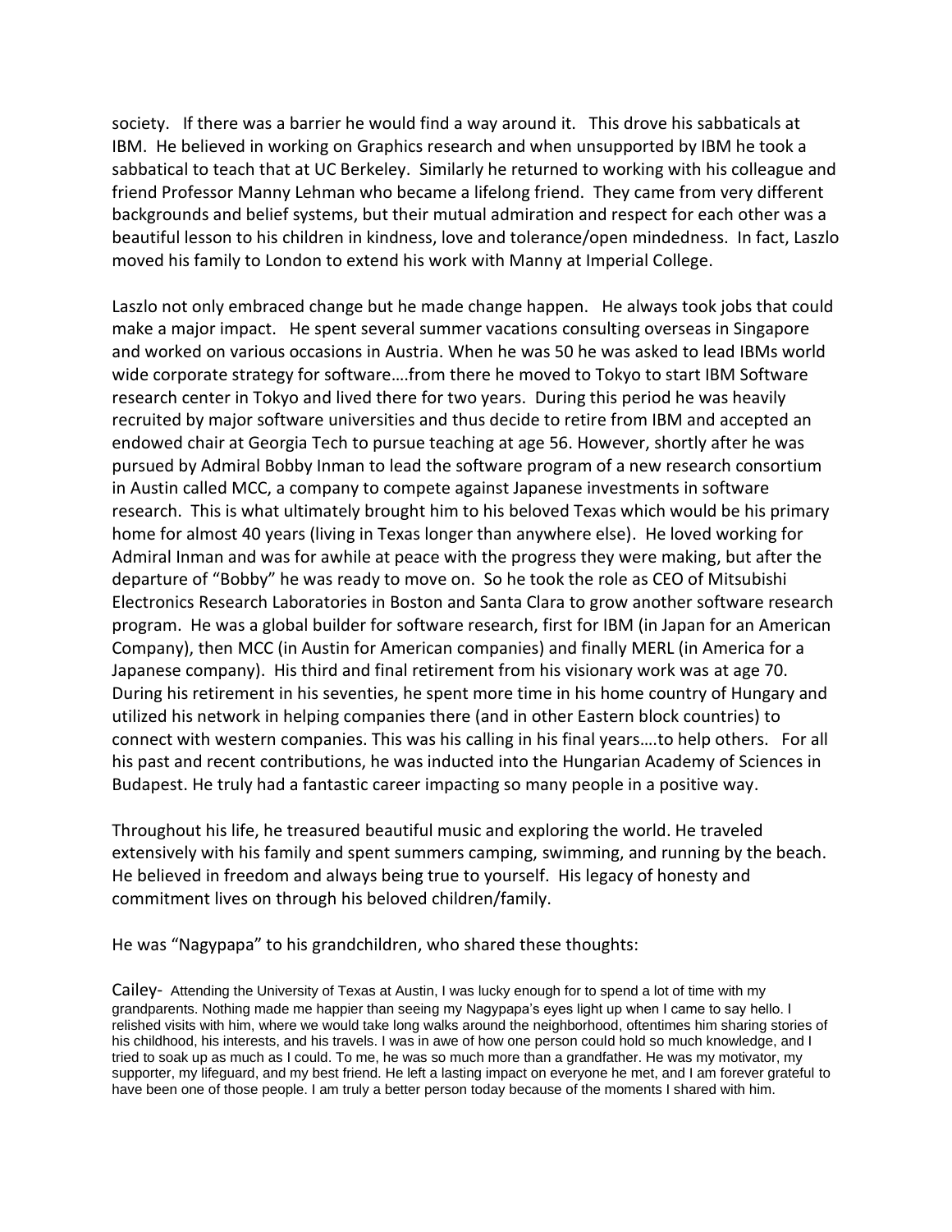society. If there was a barrier he would find a way around it. This drove his sabbaticals at IBM. He believed in working on Graphics research and when unsupported by IBM he took a sabbatical to teach that at UC Berkeley. Similarly he returned to working with his colleague and friend Professor Manny Lehman who became a lifelong friend. They came from very different backgrounds and belief systems, but their mutual admiration and respect for each other was a beautiful lesson to his children in kindness, love and tolerance/open mindedness. In fact, Laszlo moved his family to London to extend his work with Manny at Imperial College.

Laszlo not only embraced change but he made change happen. He always took jobs that could make a major impact. He spent several summer vacations consulting overseas in Singapore and worked on various occasions in Austria. When he was 50 he was asked to lead IBMs world wide corporate strategy for software….from there he moved to Tokyo to start IBM Software research center in Tokyo and lived there for two years. During this period he was heavily recruited by major software universities and thus decide to retire from IBM and accepted an endowed chair at Georgia Tech to pursue teaching at age 56. However, shortly after he was pursued by Admiral Bobby Inman to lead the software program of a new research consortium in Austin called MCC, a company to compete against Japanese investments in software research. This is what ultimately brought him to his beloved Texas which would be his primary home for almost 40 years (living in Texas longer than anywhere else). He loved working for Admiral Inman and was for awhile at peace with the progress they were making, but after the departure of "Bobby" he was ready to move on. So he took the role as CEO of Mitsubishi Electronics Research Laboratories in Boston and Santa Clara to grow another software research program. He was a global builder for software research, first for IBM (in Japan for an American Company), then MCC (in Austin for American companies) and finally MERL (in America for a Japanese company). His third and final retirement from his visionary work was at age 70. During his retirement in his seventies, he spent more time in his home country of Hungary and utilized his network in helping companies there (and in other Eastern block countries) to connect with western companies. This was his calling in his final years….to help others. For all his past and recent contributions, he was inducted into the Hungarian Academy of Sciences in Budapest. He truly had a fantastic career impacting so many people in a positive way.

Throughout his life, he treasured beautiful music and exploring the world. He traveled extensively with his family and spent summers camping, swimming, and running by the beach. He believed in freedom and always being true to yourself. His legacy of honesty and commitment lives on through his beloved children/family.

He was "Nagypapa" to his grandchildren, who shared these thoughts:

Cailey- Attending the University of Texas at Austin, I was lucky enough for to spend a lot of time with my grandparents. Nothing made me happier than seeing my Nagypapa's eyes light up when I came to say hello. I relished visits with him, where we would take long walks around the neighborhood, oftentimes him sharing stories of his childhood, his interests, and his travels. I was in awe of how one person could hold so much knowledge, and I tried to soak up as much as I could. To me, he was so much more than a grandfather. He was my motivator, my supporter, my lifeguard, and my best friend. He left a lasting impact on everyone he met, and I am forever grateful to have been one of those people. I am truly a better person today because of the moments I shared with him.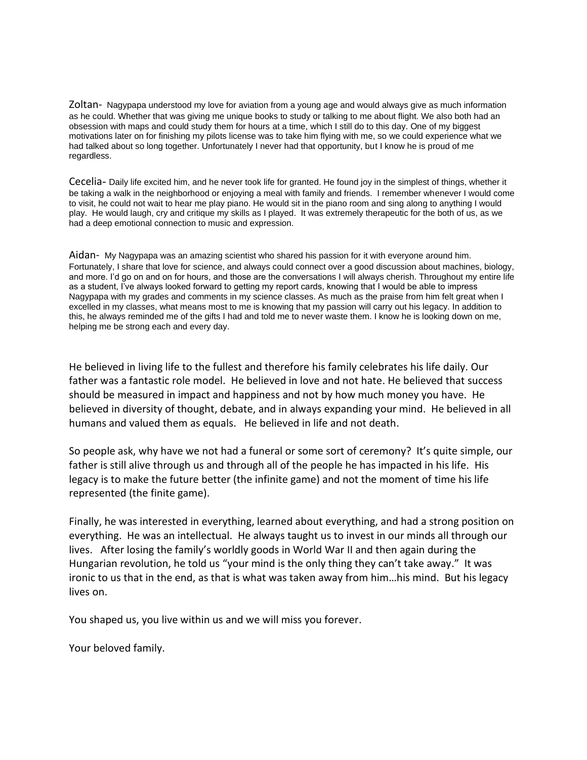Zoltan- Nagypapa understood my love for aviation from a young age and would always give as much information as he could. Whether that was giving me unique books to study or talking to me about flight. We also both had an obsession with maps and could study them for hours at a time, which I still do to this day. One of my biggest motivations later on for finishing my pilots license was to take him flying with me, so we could experience what we had talked about so long together. Unfortunately I never had that opportunity, but I know he is proud of me regardless.

Cecelia- Daily life excited him, and he never took life for granted. He found joy in the simplest of things, whether it be taking a walk in the neighborhood or enjoying a meal with family and friends. I remember whenever I would come to visit, he could not wait to hear me play piano. He would sit in the piano room and sing along to anything I would play. He would laugh, cry and critique my skills as I played. It was extremely therapeutic for the both of us, as we had a deep emotional connection to music and expression.

Aidan- My Nagypapa was an amazing scientist who shared his passion for it with everyone around him. Fortunately, I share that love for science, and always could connect over a good discussion about machines, biology, and more. I'd go on and on for hours, and those are the conversations I will always cherish. Throughout my entire life as a student, I've always looked forward to getting my report cards, knowing that I would be able to impress Nagypapa with my grades and comments in my science classes. As much as the praise from him felt great when I excelled in my classes, what means most to me is knowing that my passion will carry out his legacy. In addition to this, he always reminded me of the gifts I had and told me to never waste them. I know he is looking down on me, helping me be strong each and every day.

He believed in living life to the fullest and therefore his family celebrates his life daily. Our father was a fantastic role model. He believed in love and not hate. He believed that success should be measured in impact and happiness and not by how much money you have. He believed in diversity of thought, debate, and in always expanding your mind. He believed in all humans and valued them as equals. He believed in life and not death.

So people ask, why have we not had a funeral or some sort of ceremony? It's quite simple, our father is still alive through us and through all of the people he has impacted in his life. His legacy is to make the future better (the infinite game) and not the moment of time his life represented (the finite game).

Finally, he was interested in everything, learned about everything, and had a strong position on everything. He was an intellectual. He always taught us to invest in our minds all through our lives. After losing the family's worldly goods in World War II and then again during the Hungarian revolution, he told us "your mind is the only thing they can't take away." It was ironic to us that in the end, as that is what was taken away from him…his mind. But his legacy lives on.

You shaped us, you live within us and we will miss you forever.

Your beloved family.